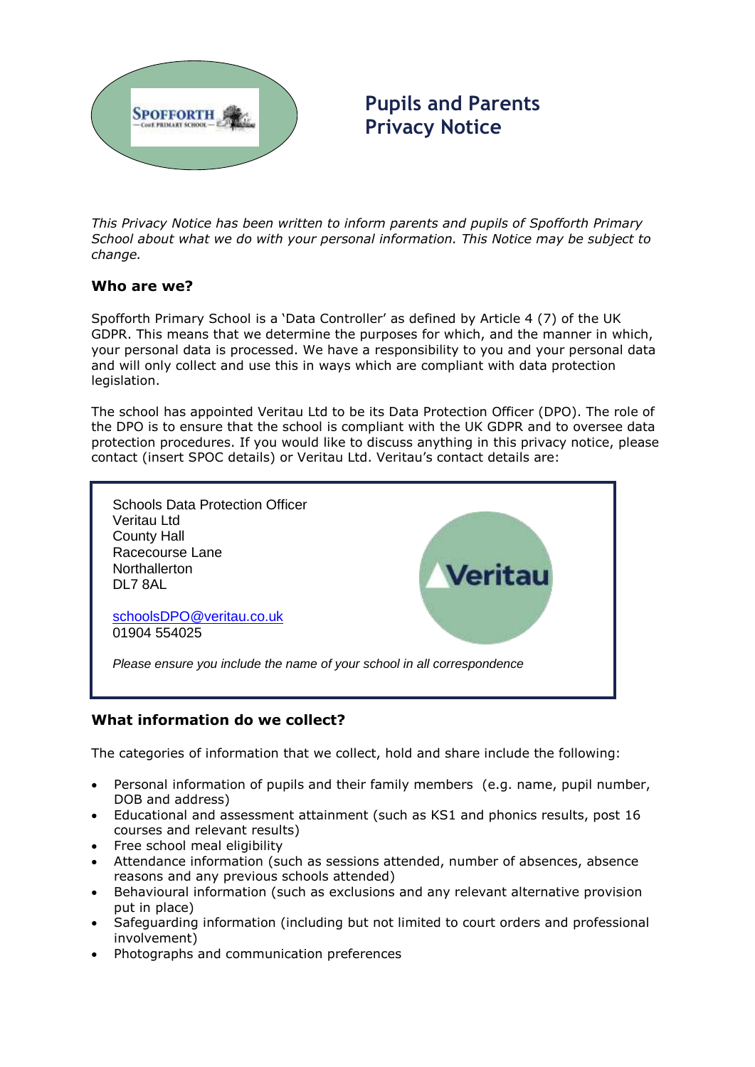# Pupils and Parents Privacy Notice

*This Privacy Notice has been written to inform parents and pupils of Spofforth Primary School about what we do with your personal information. This Notice may be subject to change.*

### Who are we?

Spofforth Primary School is a 'Data Controller' as defined by Article 4 (7) of the UK GDPR. This means that we determine the purposes for which, and the manner in which, your personal data is processed. We have a responsibility to you and your personal data and will only collect and use this in ways which are compliant with data protection legislation.

The school has appointed Veritau Ltd to be its Data Protection Officer (DPO). The role of the DPO is to ensure that the school is compliant with the UK GDPR and to oversee data protection procedures. If you would like to discuss anything in this privacy notice, please contact (insert SPOC details) or Veritau Ltd. Veritau's contact details are:

> Schools Data Protection Officer
> Veritau Ltd
> County Hall
> Racecourse Lane
> Northallerton
> DL7 8AL
>
> schoolsDPO@veritau.co.uk
> 01904 554025
>
> *Please ensure you include the name of your school in all correspondence*

### What information do we collect?

The categories of information that we collect, hold and share include the following:

- Personal information of pupils and their family members (e.g. name, pupil number, DOB and address)
- Educational and assessment attainment (such as KS1 and phonics results, post 16 courses and relevant results)
- Free school meal eligibility
- Attendance information (such as sessions attended, number of absences, absence reasons and any previous schools attended)
- Behavioural information (such as exclusions and any relevant alternative provision put in place)
- Safeguarding information (including but not limited to court orders and professional involvement)
- Photographs and communication preferences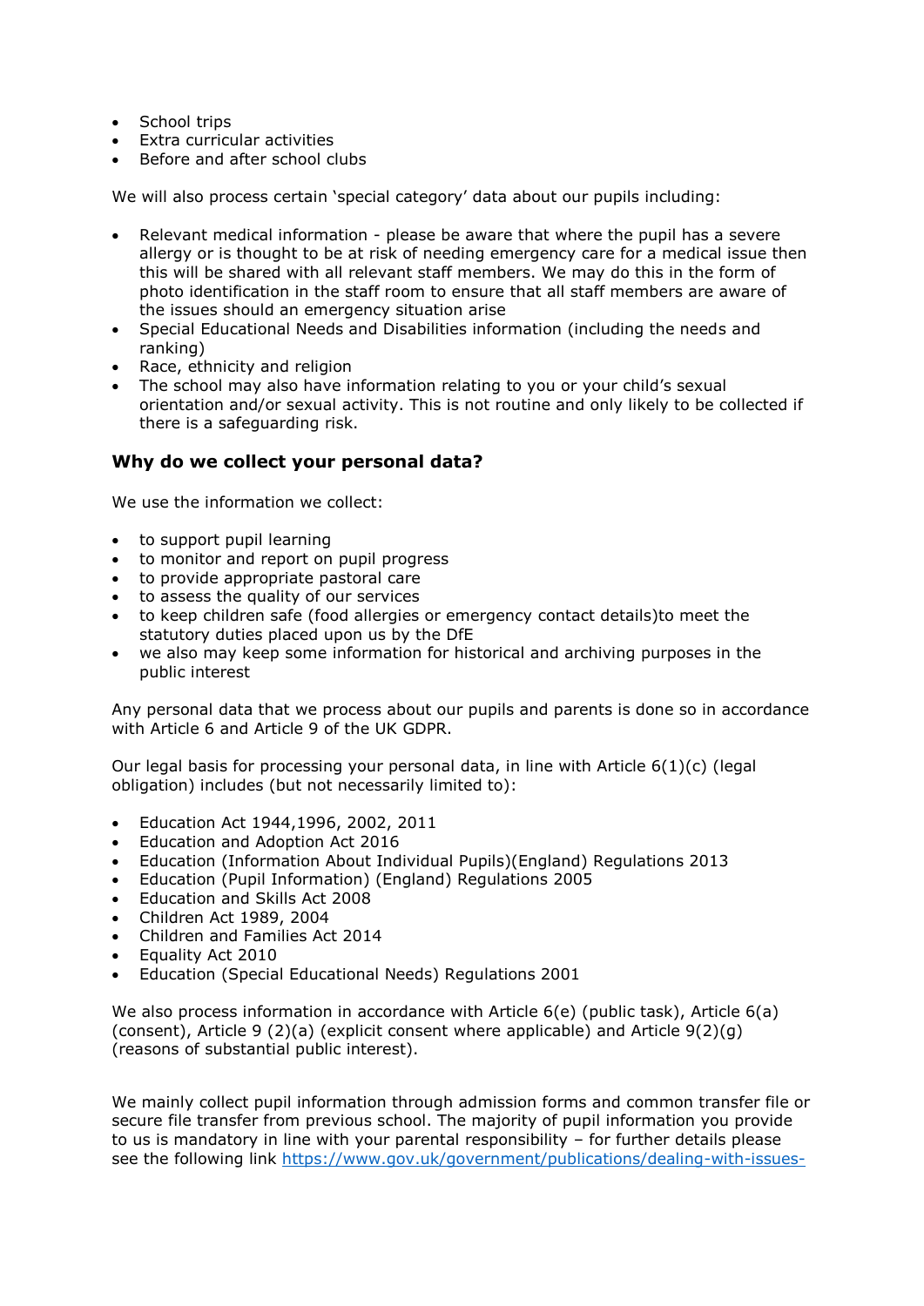- School trips
- Extra curricular activities
- Before and after school clubs

We will also process certain 'special category' data about our pupils including:

- Relevant medical information - please be aware that where the pupil has a severe allergy or is thought to be at risk of needing emergency care for a medical issue then this will be shared with all relevant staff members. We may do this in the form of photo identification in the staff room to ensure that all staff members are aware of the issues should an emergency situation arise
- Special Educational Needs and Disabilities information (including the needs and ranking)
- Race, ethnicity and religion
- The school may also have information relating to you or your child's sexual orientation and/or sexual activity. This is not routine and only likely to be collected if there is a safeguarding risk.

### Why do we collect your personal data?

We use the information we collect:

- to support pupil learning
- to monitor and report on pupil progress
- to provide appropriate pastoral care
- to assess the quality of our services
- to keep children safe (food allergies or emergency contact details)to meet the statutory duties placed upon us by the DfE
- we also may keep some information for historical and archiving purposes in the public interest

Any personal data that we process about our pupils and parents is done so in accordance with Article 6 and Article 9 of the UK GDPR.

Our legal basis for processing your personal data, in line with Article 6(1)(c) (legal obligation) includes (but not necessarily limited to):

- Education Act 1944,1996, 2002, 2011
- Education and Adoption Act 2016
- Education (Information About Individual Pupils)(England) Regulations 2013
- Education (Pupil Information) (England) Regulations 2005
- Education and Skills Act 2008
- Children Act 1989, 2004
- Children and Families Act 2014
- Equality Act 2010
- Education (Special Educational Needs) Regulations 2001

We also process information in accordance with Article 6(e) (public task), Article 6(a) (consent), Article 9 (2)(a) (explicit consent where applicable) and Article 9(2)(g) (reasons of substantial public interest).

We mainly collect pupil information through admission forms and common transfer file or secure file transfer from previous school. The majority of pupil information you provide to us is mandatory in line with your parental responsibility – for further details please see the following link https://www.gov.uk/government/publications/dealing-with-issues-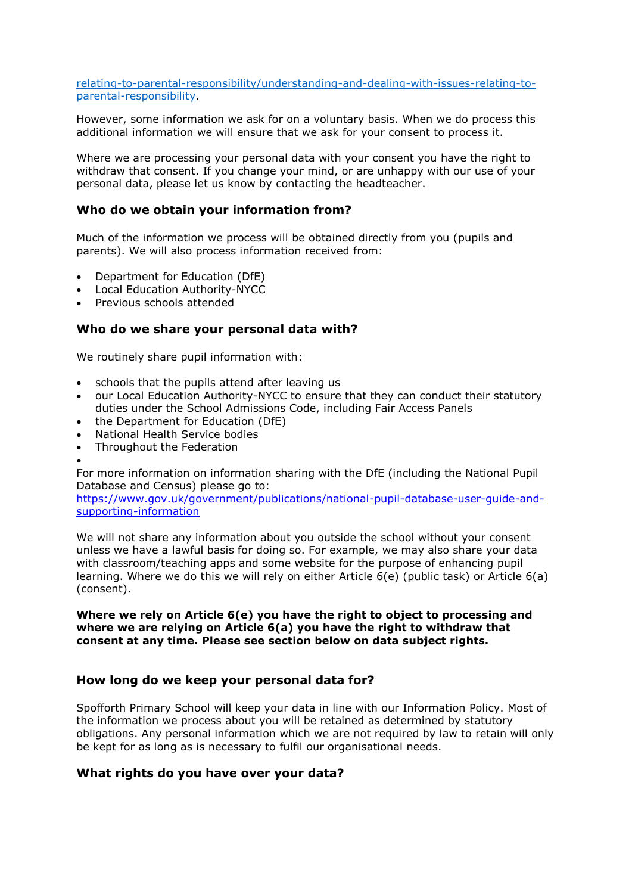[relating-to-parental-responsibility/understanding-and-dealing-with-issues-relating-to-parental-responsibility](relating-to-parental-responsibility/understanding-and-dealing-with-issues-relating-to-parental-responsibility).

However, some information we ask for on a voluntary basis. When we do process this additional information we will ensure that we ask for your consent to process it.

Where we are processing your personal data with your consent you have the right to withdraw that consent. If you change your mind, or are unhappy with our use of your personal data, please let us know by contacting the headteacher.

### Who do we obtain your information from?

Much of the information we process will be obtained directly from you (pupils and parents). We will also process information received from:

- Department for Education (DfE)
- Local Education Authority-NYCC
- Previous schools attended

### Who do we share your personal data with?

We routinely share pupil information with:

- schools that the pupils attend after leaving us
- our Local Education Authority-NYCC to ensure that they can conduct their statutory duties under the School Admissions Code, including Fair Access Panels
- the Department for Education (DfE)
- National Health Service bodies
- Throughout the Federation
- 

For more information on information sharing with the DfE (including the National Pupil Database and Census) please go to: [https://www.gov.uk/government/publications/national-pupil-database-user-guide-and-supporting-information](https://www.gov.uk/government/publications/national-pupil-database-user-guide-and-supporting-information)

We will not share any information about you outside the school without your consent unless we have a lawful basis for doing so. For example, we may also share your data with classroom/teaching apps and some website for the purpose of enhancing pupil learning. Where we do this we will rely on either Article 6(e) (public task) or Article 6(a) (consent).

**Where we rely on Article 6(e) you have the right to object to processing and where we are relying on Article 6(a) you have the right to withdraw that consent at any time. Please see section below on data subject rights.**

### How long do we keep your personal data for?

Spofforth Primary School will keep your data in line with our Information Policy. Most of the information we process about you will be retained as determined by statutory obligations. Any personal information which we are not required by law to retain will only be kept for as long as is necessary to fulfil our organisational needs.

### What rights do you have over your data?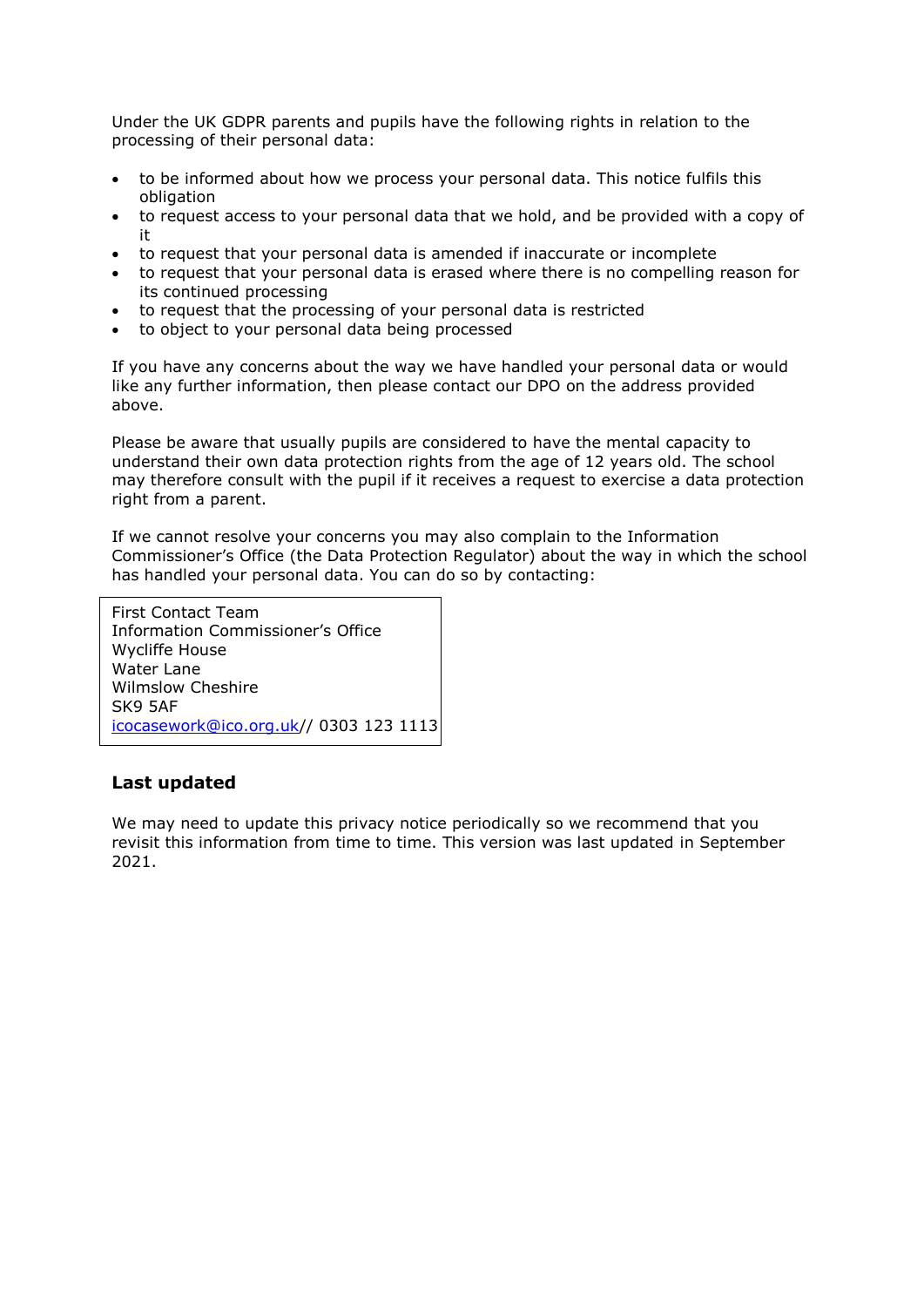Under the UK GDPR parents and pupils have the following rights in relation to the processing of their personal data:

- to be informed about how we process your personal data. This notice fulfils this obligation
- to request access to your personal data that we hold, and be provided with a copy of it
- to request that your personal data is amended if inaccurate or incomplete
- to request that your personal data is erased where there is no compelling reason for its continued processing
- to request that the processing of your personal data is restricted
- to object to your personal data being processed

If you have any concerns about the way we have handled your personal data or would like any further information, then please contact our DPO on the address provided above.

Please be aware that usually pupils are considered to have the mental capacity to understand their own data protection rights from the age of 12 years old. The school may therefore consult with the pupil if it receives a request to exercise a data protection right from a parent.

If we cannot resolve your concerns you may also complain to the Information Commissioner's Office (the Data Protection Regulator) about the way in which the school has handled your personal data. You can do so by contacting:

First Contact Team
Information Commissioner's Office
Wycliffe House
Water Lane
Wilmslow Cheshire
SK9 5AF
icocasework@ico.org.uk// 0303 123 1113

### Last updated

We may need to update this privacy notice periodically so we recommend that you revisit this information from time to time. This version was last updated in September 2021.